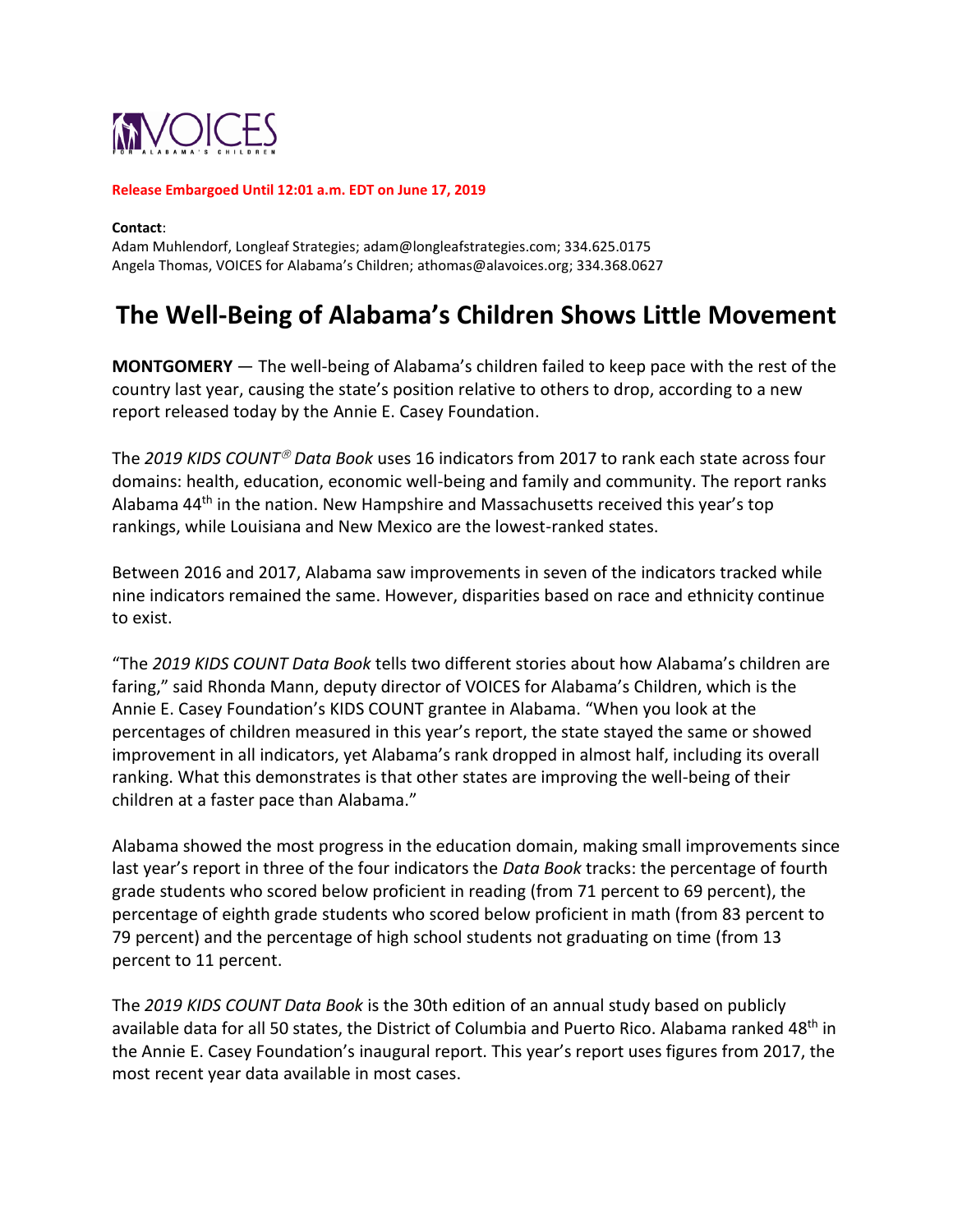VOICES FOR ALABAMA'S CHILDREN

**Release Embargoed Until 12:01 a.m. EDT on June 17, 2019**

**Contact**:
Adam Muhlendorf, Longleaf Strategies; adam@longleafstrategies.com; 334.625.0175
Angela Thomas, VOICES for Alabama's Children; athomas@alavoices.org; 334.368.0627

# The Well-Being of Alabama's Children Shows Little Movement

**MONTGOMERY** — The well-being of Alabama's children failed to keep pace with the rest of the country last year, causing the state's position relative to others to drop, according to a new report released today by the Annie E. Casey Foundation.

The *2019 KIDS COUNT® Data Book* uses 16 indicators from 2017 to rank each state across four domains: health, education, economic well-being and family and community. The report ranks Alabama 44th in the nation. New Hampshire and Massachusetts received this year's top rankings, while Louisiana and New Mexico are the lowest-ranked states.

Between 2016 and 2017, Alabama saw improvements in seven of the indicators tracked while nine indicators remained the same. However, disparities based on race and ethnicity continue to exist.

"The *2019 KIDS COUNT Data Book* tells two different stories about how Alabama's children are faring," said Rhonda Mann, deputy director of VOICES for Alabama's Children, which is the Annie E. Casey Foundation's KIDS COUNT grantee in Alabama. "When you look at the percentages of children measured in this year's report, the state stayed the same or showed improvement in all indicators, yet Alabama's rank dropped in almost half, including its overall ranking. What this demonstrates is that other states are improving the well-being of their children at a faster pace than Alabama."

Alabama showed the most progress in the education domain, making small improvements since last year's report in three of the four indicators the *Data Book* tracks: the percentage of fourth grade students who scored below proficient in reading (from 71 percent to 69 percent), the percentage of eighth grade students who scored below proficient in math (from 83 percent to 79 percent) and the percentage of high school students not graduating on time (from 13 percent to 11 percent.

The *2019 KIDS COUNT Data Book* is the 30th edition of an annual study based on publicly available data for all 50 states, the District of Columbia and Puerto Rico. Alabama ranked 48th in the Annie E. Casey Foundation's inaugural report. This year's report uses figures from 2017, the most recent year data available in most cases.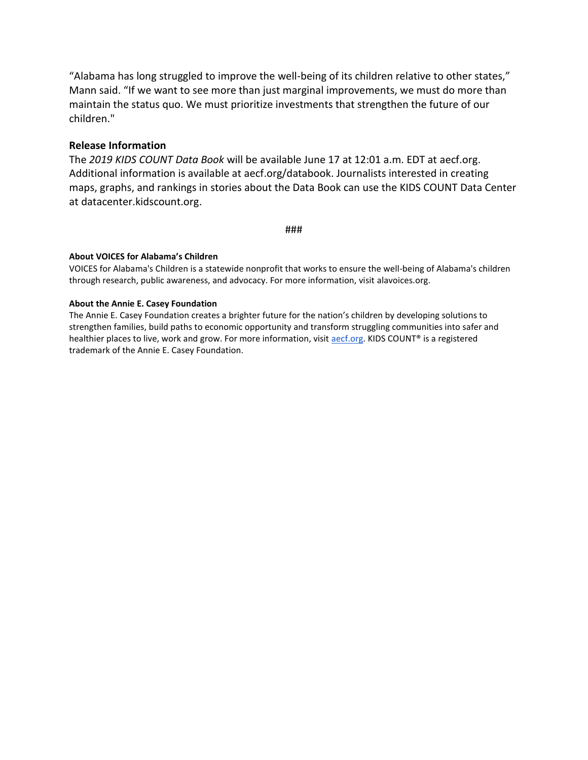"Alabama has long struggled to improve the well-being of its children relative to other states," Mann said. "If we want to see more than just marginal improvements, we must do more than maintain the status quo. We must prioritize investments that strengthen the future of our children."

## Release Information

The *2019 KIDS COUNT Data Book* will be available June 17 at 12:01 a.m. EDT at aecf.org. Additional information is available at aecf.org/databook. Journalists interested in creating maps, graphs, and rankings in stories about the Data Book can use the KIDS COUNT Data Center at datacenter.kidscount.org.

###

**About VOICES for Alabama's Children**

VOICES for Alabama's Children is a statewide nonprofit that works to ensure the well-being of Alabama's children through research, public awareness, and advocacy. For more information, visit alavoices.org.

**About the Annie E. Casey Foundation**

The Annie E. Casey Foundation creates a brighter future for the nation's children by developing solutions to strengthen families, build paths to economic opportunity and transform struggling communities into safer and healthier places to live, work and grow. For more information, visit aecf.org. KIDS COUNT® is a registered trademark of the Annie E. Casey Foundation.